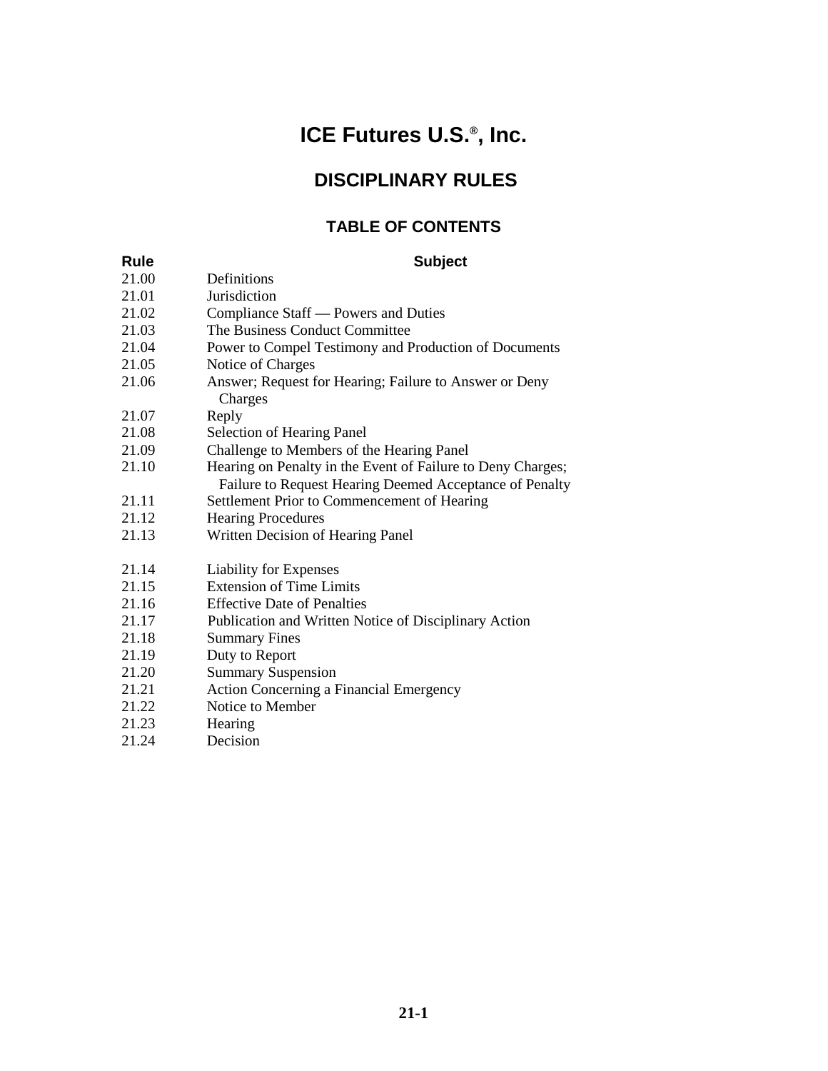# ICE Futures U.S.®, Inc.

## DISCIPLINARY RULES

### TABLE OF CONTENTS

| Rule | Subject |
|---|---|
| 21.00 | Definitions |
| 21.01 | Jurisdiction |
| 21.02 | Compliance Staff — Powers and Duties |
| 21.03 | The Business Conduct Committee |
| 21.04 | Power to Compel Testimony and Production of Documents |
| 21.05 | Notice of Charges |
| 21.06 | Answer; Request for Hearing; Failure to Answer or Deny Charges |
| 21.07 | Reply |
| 21.08 | Selection of Hearing Panel |
| 21.09 | Challenge to Members of the Hearing Panel |
| 21.10 | Hearing on Penalty in the Event of Failure to Deny Charges; Failure to Request Hearing Deemed Acceptance of Penalty |
| 21.11 | Settlement Prior to Commencement of Hearing |
| 21.12 | Hearing Procedures |
| 21.13 | Written Decision of Hearing Panel |
| 21.14 | Liability for Expenses |
| 21.15 | Extension of Time Limits |
| 21.16 | Effective Date of Penalties |
| 21.17 | Publication and Written Notice of Disciplinary Action |
| 21.18 | Summary Fines |
| 21.19 | Duty to Report |
| 21.20 | Summary Suspension |
| 21.21 | Action Concerning a Financial Emergency |
| 21.22 | Notice to Member |
| 21.23 | Hearing |
| 21.24 | Decision |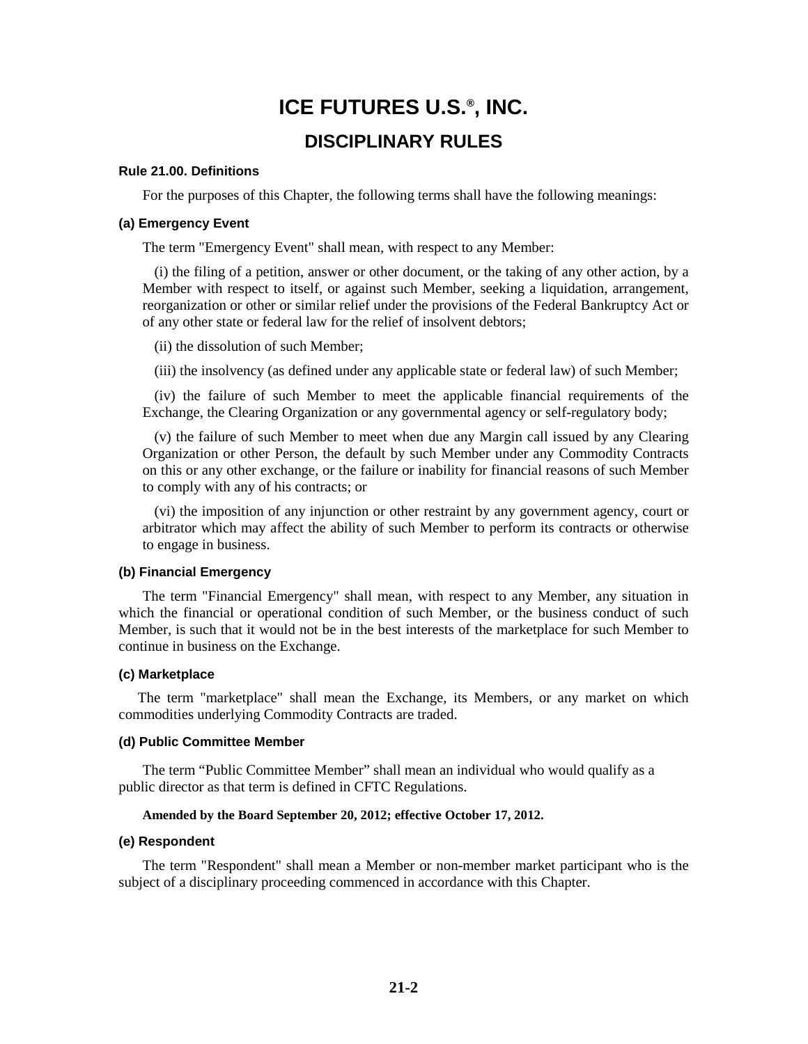# ICE FUTURES U.S.®, INC.

## DISCIPLINARY RULES

### Rule 21.00. Definitions

For the purposes of this Chapter, the following terms shall have the following meanings:

#### (a) Emergency Event

The term "Emergency Event" shall mean, with respect to any Member:

(i) the filing of a petition, answer or other document, or the taking of any other action, by a Member with respect to itself, or against such Member, seeking a liquidation, arrangement, reorganization or other or similar relief under the provisions of the Federal Bankruptcy Act or of any other state or federal law for the relief of insolvent debtors;

(ii) the dissolution of such Member;

(iii) the insolvency (as defined under any applicable state or federal law) of such Member;

(iv) the failure of such Member to meet the applicable financial requirements of the Exchange, the Clearing Organization or any governmental agency or self-regulatory body;

(v) the failure of such Member to meet when due any Margin call issued by any Clearing Organization or other Person, the default by such Member under any Commodity Contracts on this or any other exchange, or the failure or inability for financial reasons of such Member to comply with any of his contracts; or

(vi) the imposition of any injunction or other restraint by any government agency, court or arbitrator which may affect the ability of such Member to perform its contracts or otherwise to engage in business.

#### (b) Financial Emergency

The term "Financial Emergency" shall mean, with respect to any Member, any situation in which the financial or operational condition of such Member, or the business conduct of such Member, is such that it would not be in the best interests of the marketplace for such Member to continue in business on the Exchange.

#### (c) Marketplace

The term "marketplace" shall mean the Exchange, its Members, or any market on which commodities underlying Commodity Contracts are traded.

#### (d) Public Committee Member

The term "Public Committee Member" shall mean an individual who would qualify as a public director as that term is defined in CFTC Regulations.

**Amended by the Board September 20, 2012; effective October 17, 2012.**

#### (e) Respondent

The term "Respondent" shall mean a Member or non-member market participant who is the subject of a disciplinary proceeding commenced in accordance with this Chapter.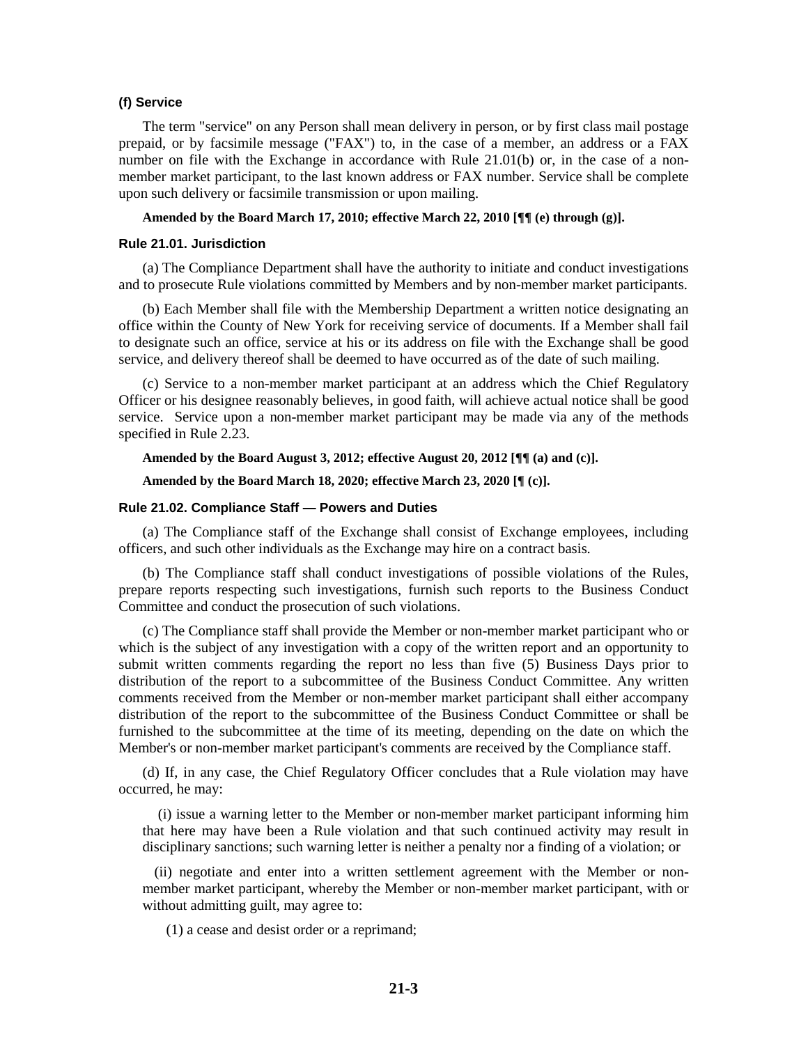#### (f) Service

The term "service" on any Person shall mean delivery in person, or by first class mail postage prepaid, or by facsimile message ("FAX") to, in the case of a member, an address or a FAX number on file with the Exchange in accordance with Rule 21.01(b) or, in the case of a non-member market participant, to the last known address or FAX number. Service shall be complete upon such delivery or facsimile transmission or upon mailing.

**Amended by the Board March 17, 2010; effective March 22, 2010 [¶¶ (e) through (g)].**

### Rule 21.01. Jurisdiction

(a) The Compliance Department shall have the authority to initiate and conduct investigations and to prosecute Rule violations committed by Members and by non-member market participants.

(b) Each Member shall file with the Membership Department a written notice designating an office within the County of New York for receiving service of documents. If a Member shall fail to designate such an office, service at his or its address on file with the Exchange shall be good service, and delivery thereof shall be deemed to have occurred as of the date of such mailing.

(c) Service to a non-member market participant at an address which the Chief Regulatory Officer or his designee reasonably believes, in good faith, will achieve actual notice shall be good service. Service upon a non-member market participant may be made via any of the methods specified in Rule 2.23.

**Amended by the Board August 3, 2012; effective August 20, 2012 [¶¶ (a) and (c)].**

**Amended by the Board March 18, 2020; effective March 23, 2020 [¶ (c)].**

### Rule 21.02. Compliance Staff — Powers and Duties

(a) The Compliance staff of the Exchange shall consist of Exchange employees, including officers, and such other individuals as the Exchange may hire on a contract basis.

(b) The Compliance staff shall conduct investigations of possible violations of the Rules, prepare reports respecting such investigations, furnish such reports to the Business Conduct Committee and conduct the prosecution of such violations.

(c) The Compliance staff shall provide the Member or non-member market participant who or which is the subject of any investigation with a copy of the written report and an opportunity to submit written comments regarding the report no less than five (5) Business Days prior to distribution of the report to a subcommittee of the Business Conduct Committee. Any written comments received from the Member or non-member market participant shall either accompany distribution of the report to the subcommittee of the Business Conduct Committee or shall be furnished to the subcommittee at the time of its meeting, depending on the date on which the Member's or non-member market participant's comments are received by the Compliance staff.

(d) If, in any case, the Chief Regulatory Officer concludes that a Rule violation may have occurred, he may:

(i) issue a warning letter to the Member or non-member market participant informing him that here may have been a Rule violation and that such continued activity may result in disciplinary sanctions; such warning letter is neither a penalty nor a finding of a violation; or

(ii) negotiate and enter into a written settlement agreement with the Member or non-member market participant, whereby the Member or non-member market participant, with or without admitting guilt, may agree to:

(1) a cease and desist order or a reprimand;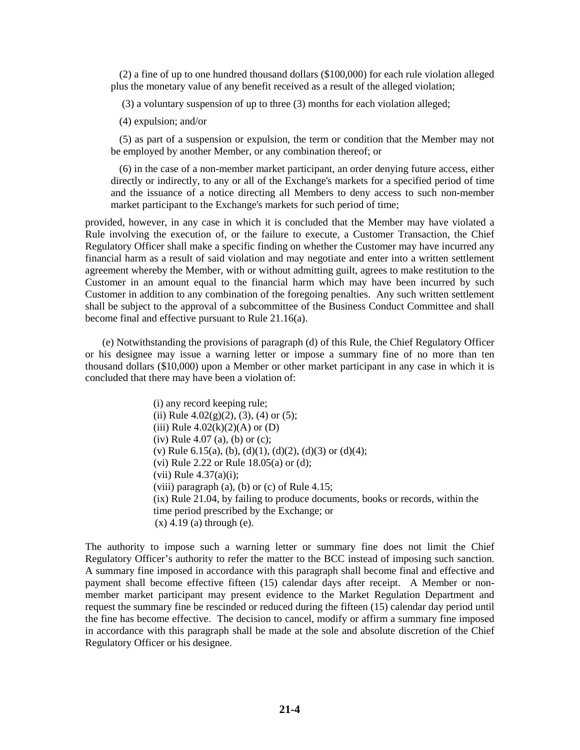(2) a fine of up to one hundred thousand dollars ($100,000) for each rule violation alleged plus the monetary value of any benefit received as a result of the alleged violation;

(3) a voluntary suspension of up to three (3) months for each violation alleged;

(4) expulsion; and/or

(5) as part of a suspension or expulsion, the term or condition that the Member may not be employed by another Member, or any combination thereof; or

(6) in the case of a non-member market participant, an order denying future access, either directly or indirectly, to any or all of the Exchange's markets for a specified period of time and the issuance of a notice directing all Members to deny access to such non-member market participant to the Exchange's markets for such period of time;

provided, however, in any case in which it is concluded that the Member may have violated a Rule involving the execution of, or the failure to execute, a Customer Transaction, the Chief Regulatory Officer shall make a specific finding on whether the Customer may have incurred any financial harm as a result of said violation and may negotiate and enter into a written settlement agreement whereby the Member, with or without admitting guilt, agrees to make restitution to the Customer in an amount equal to the financial harm which may have been incurred by such Customer in addition to any combination of the foregoing penalties. Any such written settlement shall be subject to the approval of a subcommittee of the Business Conduct Committee and shall become final and effective pursuant to Rule 21.16(a).

(e) Notwithstanding the provisions of paragraph (d) of this Rule, the Chief Regulatory Officer or his designee may issue a warning letter or impose a summary fine of no more than ten thousand dollars ($10,000) upon a Member or other market participant in any case in which it is concluded that there may have been a violation of:

(i) any record keeping rule;
(ii) Rule 4.02(g)(2), (3), (4) or (5);
(iii) Rule 4.02(k)(2)(A) or (D)
(iv) Rule 4.07 (a), (b) or (c);
(v) Rule 6.15(a), (b), (d)(1), (d)(2), (d)(3) or (d)(4);
(vi) Rule 2.22 or Rule 18.05(a) or (d);
(vii) Rule 4.37(a)(i);
(viii) paragraph (a), (b) or (c) of Rule 4.15;
(ix) Rule 21.04, by failing to produce documents, books or records, within the time period prescribed by the Exchange; or
(x) 4.19 (a) through (e).

The authority to impose such a warning letter or summary fine does not limit the Chief Regulatory Officer's authority to refer the matter to the BCC instead of imposing such sanction. A summary fine imposed in accordance with this paragraph shall become final and effective and payment shall become effective fifteen (15) calendar days after receipt. A Member or non-member market participant may present evidence to the Market Regulation Department and request the summary fine be rescinded or reduced during the fifteen (15) calendar day period until the fine has become effective. The decision to cancel, modify or affirm a summary fine imposed in accordance with this paragraph shall be made at the sole and absolute discretion of the Chief Regulatory Officer or his designee.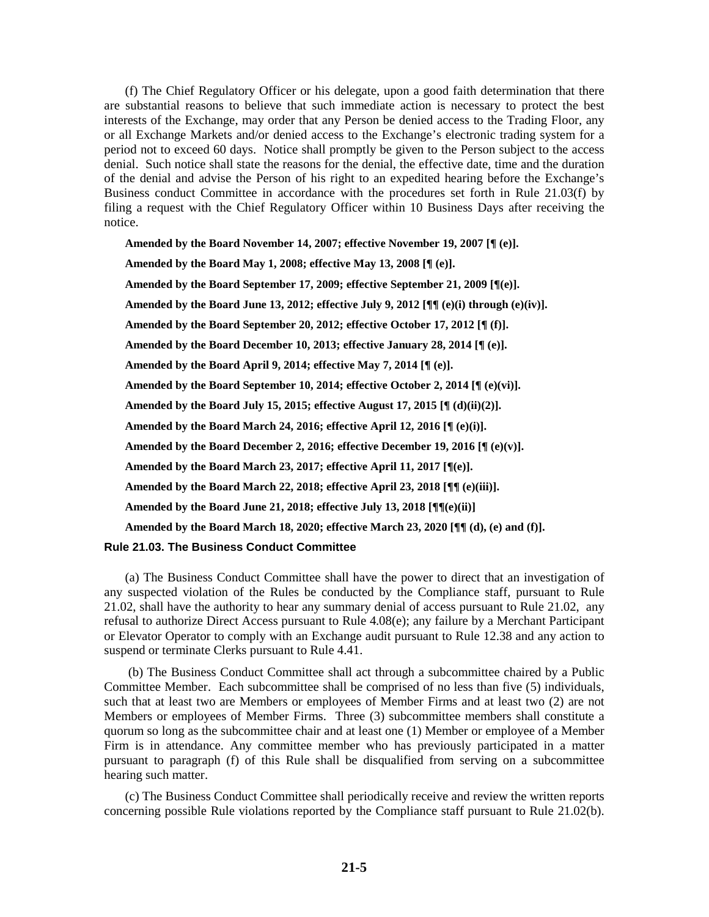(f) The Chief Regulatory Officer or his delegate, upon a good faith determination that there are substantial reasons to believe that such immediate action is necessary to protect the best interests of the Exchange, may order that any Person be denied access to the Trading Floor, any or all Exchange Markets and/or denied access to the Exchange's electronic trading system for a period not to exceed 60 days. Notice shall promptly be given to the Person subject to the access denial. Such notice shall state the reasons for the denial, the effective date, time and the duration of the denial and advise the Person of his right to an expedited hearing before the Exchange's Business conduct Committee in accordance with the procedures set forth in Rule 21.03(f) by filing a request with the Chief Regulatory Officer within 10 Business Days after receiving the notice.

**Amended by the Board November 14, 2007; effective November 19, 2007 [¶ (e)].**

**Amended by the Board May 1, 2008; effective May 13, 2008 [¶ (e)].**

**Amended by the Board September 17, 2009; effective September 21, 2009 [¶(e)].**

**Amended by the Board June 13, 2012; effective July 9, 2012 [¶¶ (e)(i) through (e)(iv)].**

**Amended by the Board September 20, 2012; effective October 17, 2012 [¶ (f)].**

**Amended by the Board December 10, 2013; effective January 28, 2014 [¶ (e)].**

**Amended by the Board April 9, 2014; effective May 7, 2014 [¶ (e)].**

**Amended by the Board September 10, 2014; effective October 2, 2014 [¶ (e)(vi)].**

**Amended by the Board July 15, 2015; effective August 17, 2015 [¶ (d)(ii)(2)].**

**Amended by the Board March 24, 2016; effective April 12, 2016 [¶ (e)(i)].**

**Amended by the Board December 2, 2016; effective December 19, 2016 [¶ (e)(v)].**

**Amended by the Board March 23, 2017; effective April 11, 2017 [¶(e)].**

**Amended by the Board March 22, 2018; effective April 23, 2018 [¶¶ (e)(iii)].**

**Amended by the Board June 21, 2018; effective July 13, 2018 [¶¶(e)(ii)]**

**Amended by the Board March 18, 2020; effective March 23, 2020 [¶¶ (d), (e) and (f)].**

### Rule 21.03. The Business Conduct Committee

(a) The Business Conduct Committee shall have the power to direct that an investigation of any suspected violation of the Rules be conducted by the Compliance staff, pursuant to Rule 21.02, shall have the authority to hear any summary denial of access pursuant to Rule 21.02, any refusal to authorize Direct Access pursuant to Rule 4.08(e); any failure by a Merchant Participant or Elevator Operator to comply with an Exchange audit pursuant to Rule 12.38 and any action to suspend or terminate Clerks pursuant to Rule 4.41.

(b) The Business Conduct Committee shall act through a subcommittee chaired by a Public Committee Member. Each subcommittee shall be comprised of no less than five (5) individuals, such that at least two are Members or employees of Member Firms and at least two (2) are not Members or employees of Member Firms. Three (3) subcommittee members shall constitute a quorum so long as the subcommittee chair and at least one (1) Member or employee of a Member Firm is in attendance. Any committee member who has previously participated in a matter pursuant to paragraph (f) of this Rule shall be disqualified from serving on a subcommittee hearing such matter.

(c) The Business Conduct Committee shall periodically receive and review the written reports concerning possible Rule violations reported by the Compliance staff pursuant to Rule 21.02(b).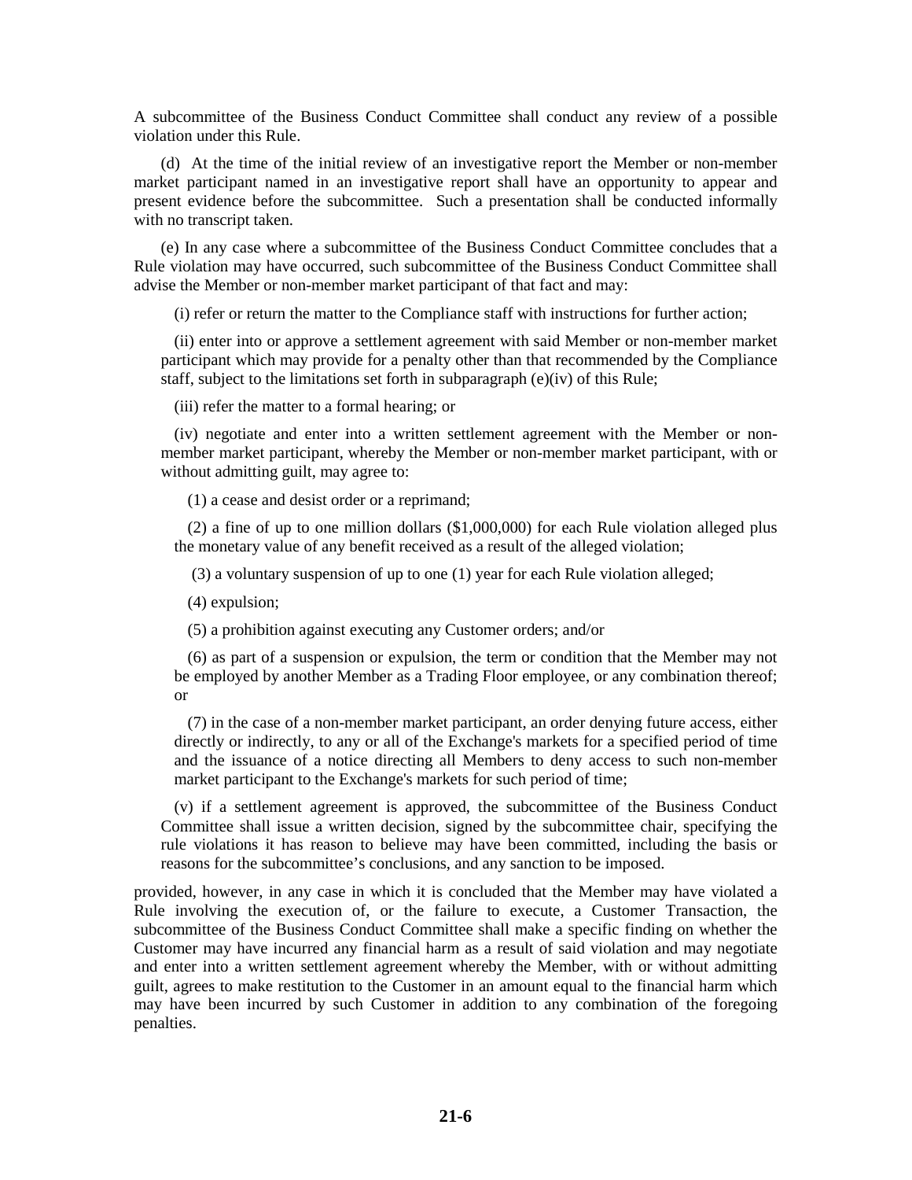A subcommittee of the Business Conduct Committee shall conduct any review of a possible violation under this Rule.

(d) At the time of the initial review of an investigative report the Member or non-member market participant named in an investigative report shall have an opportunity to appear and present evidence before the subcommittee. Such a presentation shall be conducted informally with no transcript taken.

(e) In any case where a subcommittee of the Business Conduct Committee concludes that a Rule violation may have occurred, such subcommittee of the Business Conduct Committee shall advise the Member or non-member market participant of that fact and may:

(i) refer or return the matter to the Compliance staff with instructions for further action;

(ii) enter into or approve a settlement agreement with said Member or non-member market participant which may provide for a penalty other than that recommended by the Compliance staff, subject to the limitations set forth in subparagraph (e)(iv) of this Rule;

(iii) refer the matter to a formal hearing; or

(iv) negotiate and enter into a written settlement agreement with the Member or non-member market participant, whereby the Member or non-member market participant, with or without admitting guilt, may agree to:

(1) a cease and desist order or a reprimand;

(2) a fine of up to one million dollars ($1,000,000) for each Rule violation alleged plus the monetary value of any benefit received as a result of the alleged violation;

(3) a voluntary suspension of up to one (1) year for each Rule violation alleged;

(4) expulsion;

(5) a prohibition against executing any Customer orders; and/or

(6) as part of a suspension or expulsion, the term or condition that the Member may not be employed by another Member as a Trading Floor employee, or any combination thereof; or

(7) in the case of a non-member market participant, an order denying future access, either directly or indirectly, to any or all of the Exchange's markets for a specified period of time and the issuance of a notice directing all Members to deny access to such non-member market participant to the Exchange's markets for such period of time;

(v) if a settlement agreement is approved, the subcommittee of the Business Conduct Committee shall issue a written decision, signed by the subcommittee chair, specifying the rule violations it has reason to believe may have been committed, including the basis or reasons for the subcommittee's conclusions, and any sanction to be imposed.

provided, however, in any case in which it is concluded that the Member may have violated a Rule involving the execution of, or the failure to execute, a Customer Transaction, the subcommittee of the Business Conduct Committee shall make a specific finding on whether the Customer may have incurred any financial harm as a result of said violation and may negotiate and enter into a written settlement agreement whereby the Member, with or without admitting guilt, agrees to make restitution to the Customer in an amount equal to the financial harm which may have been incurred by such Customer in addition to any combination of the foregoing penalties.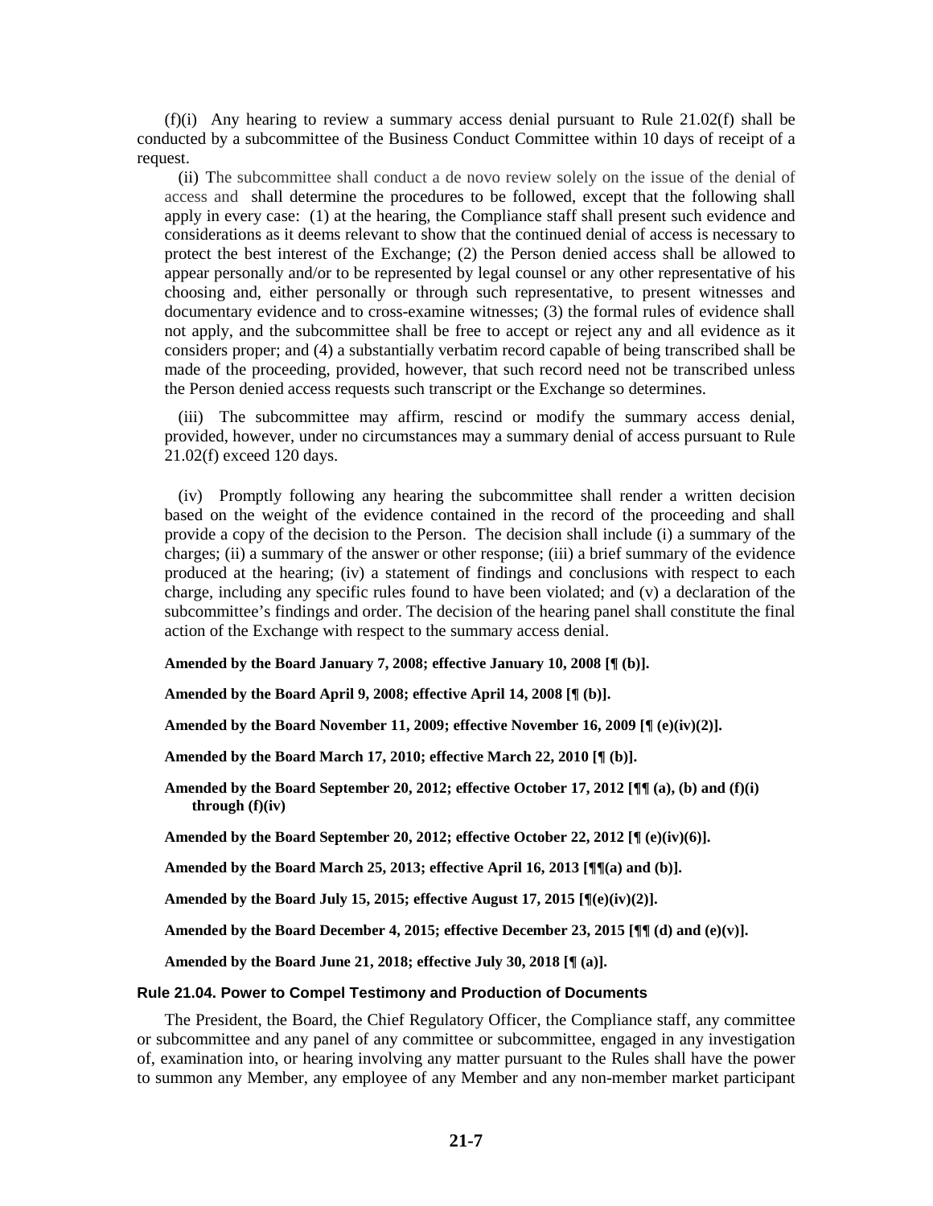(f)(i) Any hearing to review a summary access denial pursuant to Rule 21.02(f) shall be conducted by a subcommittee of the Business Conduct Committee within 10 days of receipt of a request.

(ii) The subcommittee shall conduct a de novo review solely on the issue of the denial of access and shall determine the procedures to be followed, except that the following shall apply in every case: (1) at the hearing, the Compliance staff shall present such evidence and considerations as it deems relevant to show that the continued denial of access is necessary to protect the best interest of the Exchange; (2) the Person denied access shall be allowed to appear personally and/or to be represented by legal counsel or any other representative of his choosing and, either personally or through such representative, to present witnesses and documentary evidence and to cross-examine witnesses; (3) the formal rules of evidence shall not apply, and the subcommittee shall be free to accept or reject any and all evidence as it considers proper; and (4) a substantially verbatim record capable of being transcribed shall be made of the proceeding, provided, however, that such record need not be transcribed unless the Person denied access requests such transcript or the Exchange so determines.

(iii) The subcommittee may affirm, rescind or modify the summary access denial, provided, however, under no circumstances may a summary denial of access pursuant to Rule 21.02(f) exceed 120 days.

(iv) Promptly following any hearing the subcommittee shall render a written decision based on the weight of the evidence contained in the record of the proceeding and shall provide a copy of the decision to the Person. The decision shall include (i) a summary of the charges; (ii) a summary of the answer or other response; (iii) a brief summary of the evidence produced at the hearing; (iv) a statement of findings and conclusions with respect to each charge, including any specific rules found to have been violated; and (v) a declaration of the subcommittee's findings and order. The decision of the hearing panel shall constitute the final action of the Exchange with respect to the summary access denial.

**Amended by the Board January 7, 2008; effective January 10, 2008 [¶ (b)].**

**Amended by the Board April 9, 2008; effective April 14, 2008 [¶ (b)].**

**Amended by the Board November 11, 2009; effective November 16, 2009 [¶ (e)(iv)(2)].**

**Amended by the Board March 17, 2010; effective March 22, 2010 [¶ (b)].**

**Amended by the Board September 20, 2012; effective October 17, 2012 [¶¶ (a), (b) and (f)(i) through (f)(iv)**

**Amended by the Board September 20, 2012; effective October 22, 2012 [¶ (e)(iv)(6)].**

**Amended by the Board March 25, 2013; effective April 16, 2013 [¶¶(a) and (b)].**

**Amended by the Board July 15, 2015; effective August 17, 2015 [¶(e)(iv)(2)].**

**Amended by the Board December 4, 2015; effective December 23, 2015 [¶¶ (d) and (e)(v)].**

**Amended by the Board June 21, 2018; effective July 30, 2018 [¶ (a)].**

### Rule 21.04. Power to Compel Testimony and Production of Documents

The President, the Board, the Chief Regulatory Officer, the Compliance staff, any committee or subcommittee and any panel of any committee or subcommittee, engaged in any investigation of, examination into, or hearing involving any matter pursuant to the Rules shall have the power to summon any Member, any employee of any Member and any non-member market participant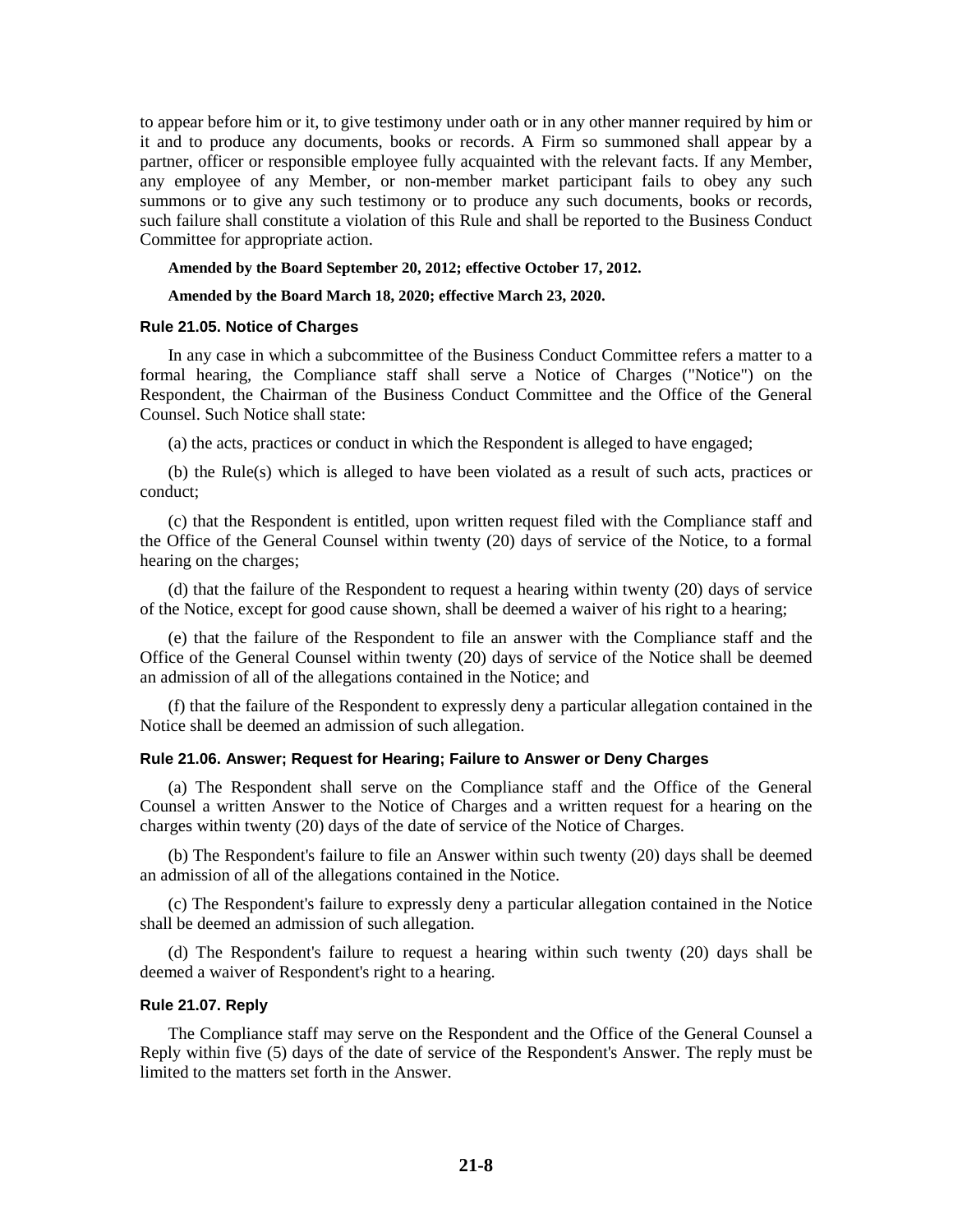to appear before him or it, to give testimony under oath or in any other manner required by him or it and to produce any documents, books or records. A Firm so summoned shall appear by a partner, officer or responsible employee fully acquainted with the relevant facts. If any Member, any employee of any Member, or non-member market participant fails to obey any such summons or to give any such testimony or to produce any such documents, books or records, such failure shall constitute a violation of this Rule and shall be reported to the Business Conduct Committee for appropriate action.

**Amended by the Board September 20, 2012; effective October 17, 2012.**

**Amended by the Board March 18, 2020; effective March 23, 2020.**

### Rule 21.05. Notice of Charges

In any case in which a subcommittee of the Business Conduct Committee refers a matter to a formal hearing, the Compliance staff shall serve a Notice of Charges ("Notice") on the Respondent, the Chairman of the Business Conduct Committee and the Office of the General Counsel. Such Notice shall state:

(a) the acts, practices or conduct in which the Respondent is alleged to have engaged;

(b) the Rule(s) which is alleged to have been violated as a result of such acts, practices or conduct;

(c) that the Respondent is entitled, upon written request filed with the Compliance staff and the Office of the General Counsel within twenty (20) days of service of the Notice, to a formal hearing on the charges;

(d) that the failure of the Respondent to request a hearing within twenty (20) days of service of the Notice, except for good cause shown, shall be deemed a waiver of his right to a hearing;

(e) that the failure of the Respondent to file an answer with the Compliance staff and the Office of the General Counsel within twenty (20) days of service of the Notice shall be deemed an admission of all of the allegations contained in the Notice; and

(f) that the failure of the Respondent to expressly deny a particular allegation contained in the Notice shall be deemed an admission of such allegation.

### Rule 21.06. Answer; Request for Hearing; Failure to Answer or Deny Charges

(a) The Respondent shall serve on the Compliance staff and the Office of the General Counsel a written Answer to the Notice of Charges and a written request for a hearing on the charges within twenty (20) days of the date of service of the Notice of Charges.

(b) The Respondent's failure to file an Answer within such twenty (20) days shall be deemed an admission of all of the allegations contained in the Notice.

(c) The Respondent's failure to expressly deny a particular allegation contained in the Notice shall be deemed an admission of such allegation.

(d) The Respondent's failure to request a hearing within such twenty (20) days shall be deemed a waiver of Respondent's right to a hearing.

### Rule 21.07. Reply

The Compliance staff may serve on the Respondent and the Office of the General Counsel a Reply within five (5) days of the date of service of the Respondent's Answer. The reply must be limited to the matters set forth in the Answer.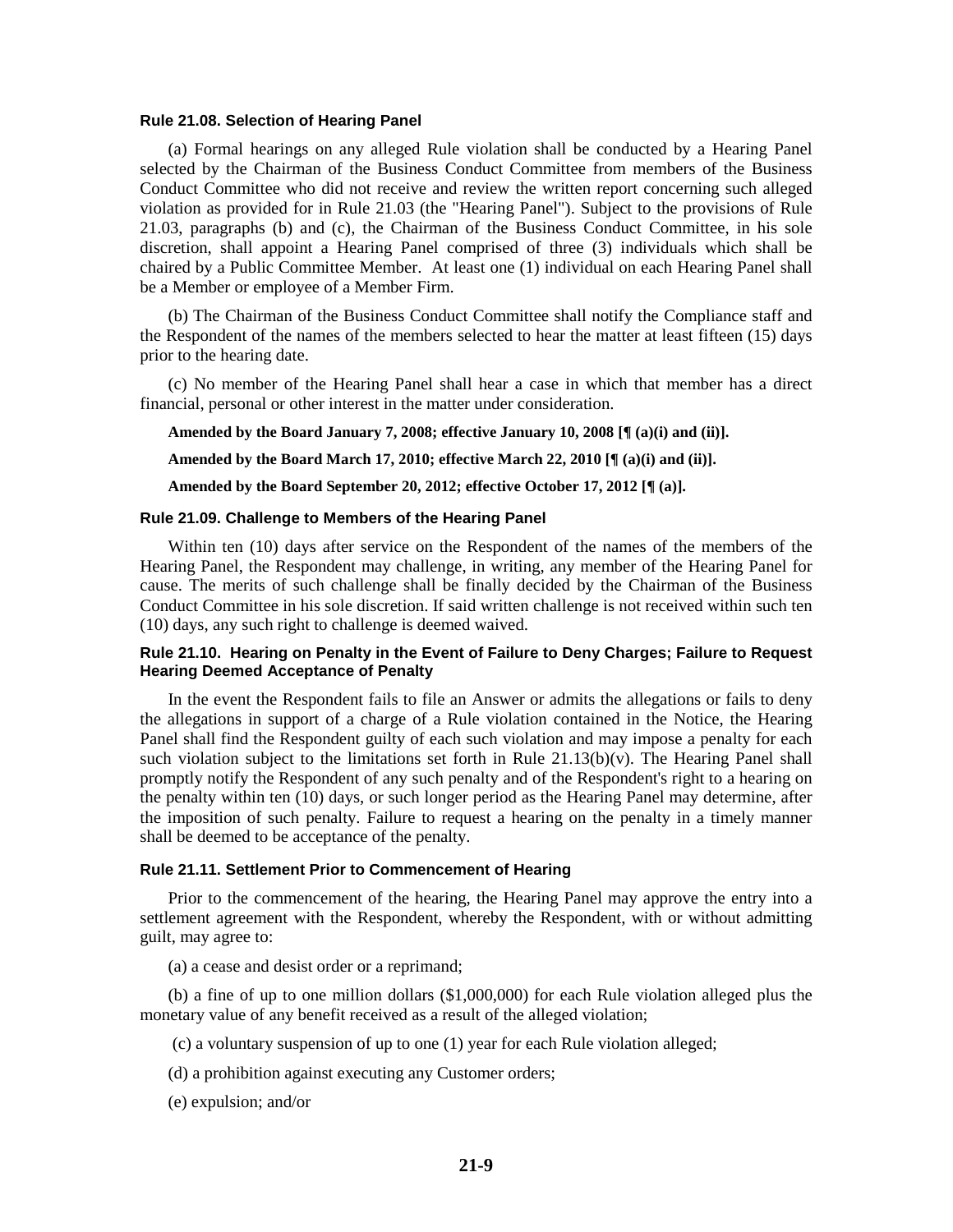#### Rule 21.08. Selection of Hearing Panel

(a) Formal hearings on any alleged Rule violation shall be conducted by a Hearing Panel selected by the Chairman of the Business Conduct Committee from members of the Business Conduct Committee who did not receive and review the written report concerning such alleged violation as provided for in Rule 21.03 (the "Hearing Panel"). Subject to the provisions of Rule 21.03, paragraphs (b) and (c), the Chairman of the Business Conduct Committee, in his sole discretion, shall appoint a Hearing Panel comprised of three (3) individuals which shall be chaired by a Public Committee Member. At least one (1) individual on each Hearing Panel shall be a Member or employee of a Member Firm.

(b) The Chairman of the Business Conduct Committee shall notify the Compliance staff and the Respondent of the names of the members selected to hear the matter at least fifteen (15) days prior to the hearing date.

(c) No member of the Hearing Panel shall hear a case in which that member has a direct financial, personal or other interest in the matter under consideration.

**Amended by the Board January 7, 2008; effective January 10, 2008 [¶ (a)(i) and (ii)].**

**Amended by the Board March 17, 2010; effective March 22, 2010 [¶ (a)(i) and (ii)].**

**Amended by the Board September 20, 2012; effective October 17, 2012 [¶ (a)].**

#### Rule 21.09. Challenge to Members of the Hearing Panel

Within ten (10) days after service on the Respondent of the names of the members of the Hearing Panel, the Respondent may challenge, in writing, any member of the Hearing Panel for cause. The merits of such challenge shall be finally decided by the Chairman of the Business Conduct Committee in his sole discretion. If said written challenge is not received within such ten (10) days, any such right to challenge is deemed waived.

#### Rule 21.10. Hearing on Penalty in the Event of Failure to Deny Charges; Failure to Request Hearing Deemed Acceptance of Penalty

In the event the Respondent fails to file an Answer or admits the allegations or fails to deny the allegations in support of a charge of a Rule violation contained in the Notice, the Hearing Panel shall find the Respondent guilty of each such violation and may impose a penalty for each such violation subject to the limitations set forth in Rule 21.13(b)(v). The Hearing Panel shall promptly notify the Respondent of any such penalty and of the Respondent's right to a hearing on the penalty within ten (10) days, or such longer period as the Hearing Panel may determine, after the imposition of such penalty. Failure to request a hearing on the penalty in a timely manner shall be deemed to be acceptance of the penalty.

#### Rule 21.11. Settlement Prior to Commencement of Hearing

Prior to the commencement of the hearing, the Hearing Panel may approve the entry into a settlement agreement with the Respondent, whereby the Respondent, with or without admitting guilt, may agree to:

(a) a cease and desist order or a reprimand;

(b) a fine of up to one million dollars ($1,000,000) for each Rule violation alleged plus the monetary value of any benefit received as a result of the alleged violation;

(c) a voluntary suspension of up to one (1) year for each Rule violation alleged;

(d) a prohibition against executing any Customer orders;

(e) expulsion; and/or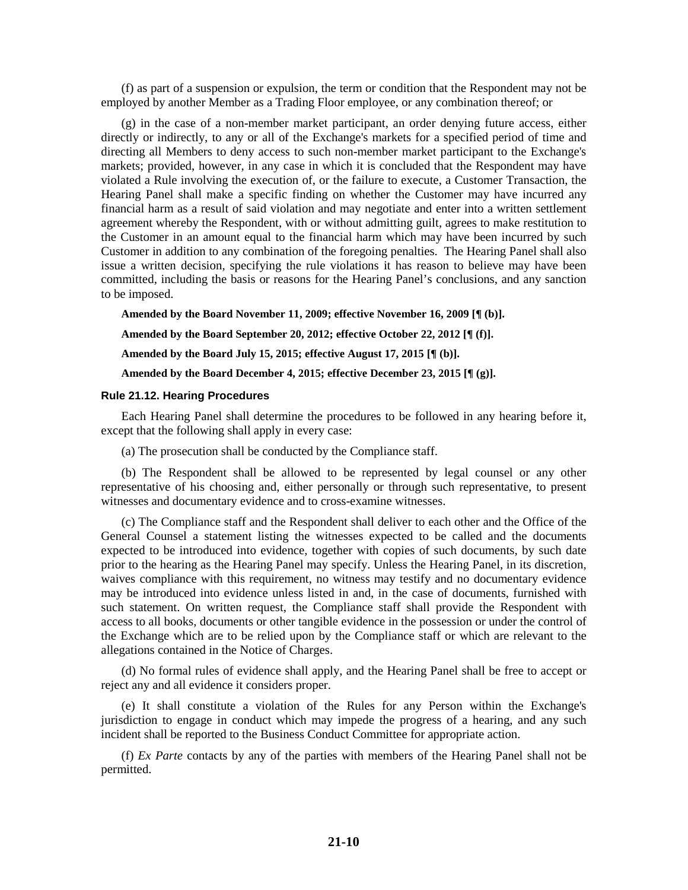(f) as part of a suspension or expulsion, the term or condition that the Respondent may not be employed by another Member as a Trading Floor employee, or any combination thereof; or

(g) in the case of a non-member market participant, an order denying future access, either directly or indirectly, to any or all of the Exchange's markets for a specified period of time and directing all Members to deny access to such non-member market participant to the Exchange's markets; provided, however, in any case in which it is concluded that the Respondent may have violated a Rule involving the execution of, or the failure to execute, a Customer Transaction, the Hearing Panel shall make a specific finding on whether the Customer may have incurred any financial harm as a result of said violation and may negotiate and enter into a written settlement agreement whereby the Respondent, with or without admitting guilt, agrees to make restitution to the Customer in an amount equal to the financial harm which may have been incurred by such Customer in addition to any combination of the foregoing penalties. The Hearing Panel shall also issue a written decision, specifying the rule violations it has reason to believe may have been committed, including the basis or reasons for the Hearing Panel's conclusions, and any sanction to be imposed.

**Amended by the Board November 11, 2009; effective November 16, 2009 [¶ (b)].**

**Amended by the Board September 20, 2012; effective October 22, 2012 [¶ (f)].**

**Amended by the Board July 15, 2015; effective August 17, 2015 [¶ (b)].**

**Amended by the Board December 4, 2015; effective December 23, 2015 [¶ (g)].**

### Rule 21.12. Hearing Procedures

Each Hearing Panel shall determine the procedures to be followed in any hearing before it, except that the following shall apply in every case:

(a) The prosecution shall be conducted by the Compliance staff.

(b) The Respondent shall be allowed to be represented by legal counsel or any other representative of his choosing and, either personally or through such representative, to present witnesses and documentary evidence and to cross-examine witnesses.

(c) The Compliance staff and the Respondent shall deliver to each other and the Office of the General Counsel a statement listing the witnesses expected to be called and the documents expected to be introduced into evidence, together with copies of such documents, by such date prior to the hearing as the Hearing Panel may specify. Unless the Hearing Panel, in its discretion, waives compliance with this requirement, no witness may testify and no documentary evidence may be introduced into evidence unless listed in and, in the case of documents, furnished with such statement. On written request, the Compliance staff shall provide the Respondent with access to all books, documents or other tangible evidence in the possession or under the control of the Exchange which are to be relied upon by the Compliance staff or which are relevant to the allegations contained in the Notice of Charges.

(d) No formal rules of evidence shall apply, and the Hearing Panel shall be free to accept or reject any and all evidence it considers proper.

(e) It shall constitute a violation of the Rules for any Person within the Exchange's jurisdiction to engage in conduct which may impede the progress of a hearing, and any such incident shall be reported to the Business Conduct Committee for appropriate action.

(f) *Ex Parte* contacts by any of the parties with members of the Hearing Panel shall not be permitted.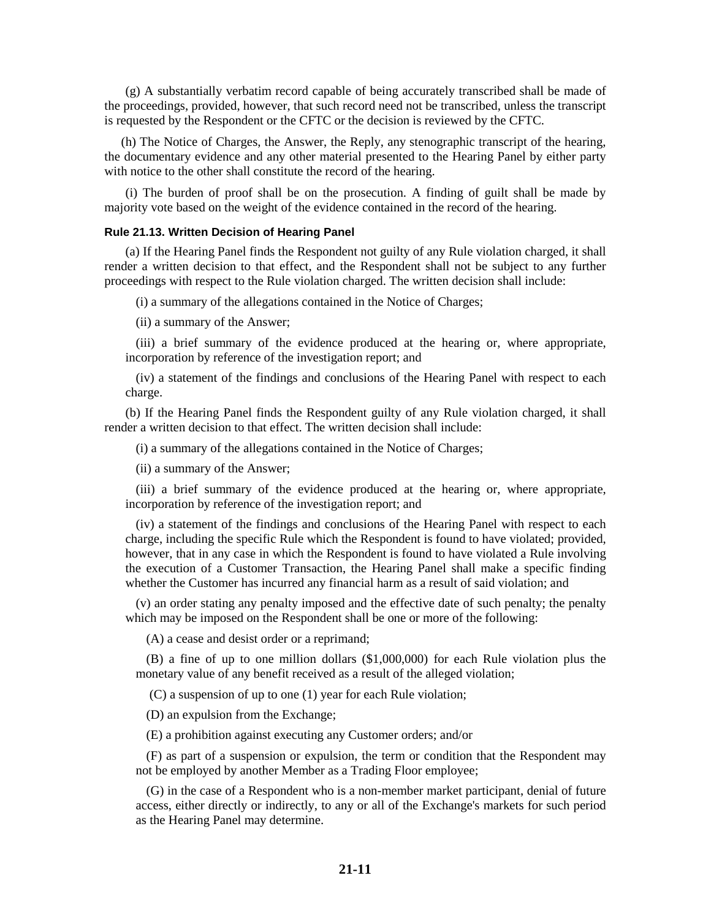(g) A substantially verbatim record capable of being accurately transcribed shall be made of the proceedings, provided, however, that such record need not be transcribed, unless the transcript is requested by the Respondent or the CFTC or the decision is reviewed by the CFTC.

(h) The Notice of Charges, the Answer, the Reply, any stenographic transcript of the hearing, the documentary evidence and any other material presented to the Hearing Panel by either party with notice to the other shall constitute the record of the hearing.

(i) The burden of proof shall be on the prosecution. A finding of guilt shall be made by majority vote based on the weight of the evidence contained in the record of the hearing.

#### Rule 21.13. Written Decision of Hearing Panel

(a) If the Hearing Panel finds the Respondent not guilty of any Rule violation charged, it shall render a written decision to that effect, and the Respondent shall not be subject to any further proceedings with respect to the Rule violation charged. The written decision shall include:

(i) a summary of the allegations contained in the Notice of Charges;

(ii) a summary of the Answer;

(iii) a brief summary of the evidence produced at the hearing or, where appropriate, incorporation by reference of the investigation report; and

(iv) a statement of the findings and conclusions of the Hearing Panel with respect to each charge.

(b) If the Hearing Panel finds the Respondent guilty of any Rule violation charged, it shall render a written decision to that effect. The written decision shall include:

(i) a summary of the allegations contained in the Notice of Charges;

(ii) a summary of the Answer;

(iii) a brief summary of the evidence produced at the hearing or, where appropriate, incorporation by reference of the investigation report; and

(iv) a statement of the findings and conclusions of the Hearing Panel with respect to each charge, including the specific Rule which the Respondent is found to have violated; provided, however, that in any case in which the Respondent is found to have violated a Rule involving the execution of a Customer Transaction, the Hearing Panel shall make a specific finding whether the Customer has incurred any financial harm as a result of said violation; and

(v) an order stating any penalty imposed and the effective date of such penalty; the penalty which may be imposed on the Respondent shall be one or more of the following:

(A) a cease and desist order or a reprimand;

(B) a fine of up to one million dollars ($1,000,000) for each Rule violation plus the monetary value of any benefit received as a result of the alleged violation;

(C) a suspension of up to one (1) year for each Rule violation;

(D) an expulsion from the Exchange;

(E) a prohibition against executing any Customer orders; and/or

(F) as part of a suspension or expulsion, the term or condition that the Respondent may not be employed by another Member as a Trading Floor employee;

(G) in the case of a Respondent who is a non-member market participant, denial of future access, either directly or indirectly, to any or all of the Exchange's markets for such period as the Hearing Panel may determine.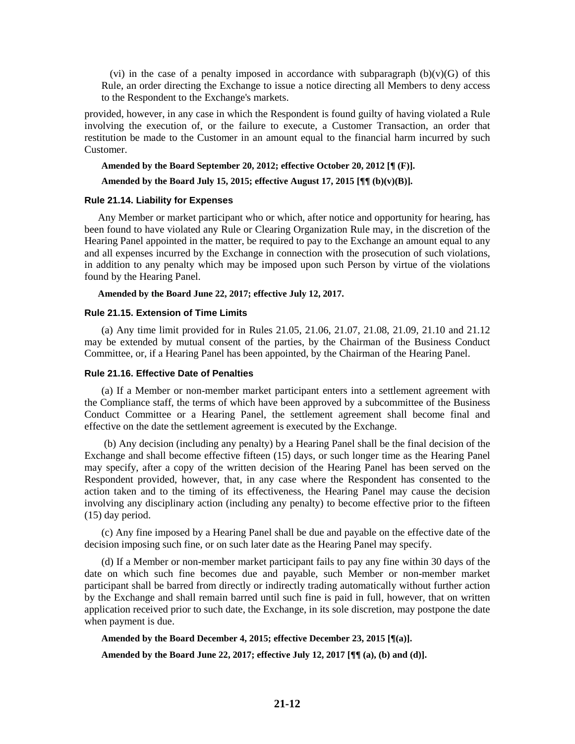(vi) in the case of a penalty imposed in accordance with subparagraph (b)(v)(G) of this Rule, an order directing the Exchange to issue a notice directing all Members to deny access to the Respondent to the Exchange's markets.

provided, however, in any case in which the Respondent is found guilty of having violated a Rule involving the execution of, or the failure to execute, a Customer Transaction, an order that restitution be made to the Customer in an amount equal to the financial harm incurred by such Customer.

**Amended by the Board September 20, 2012; effective October 20, 2012 [¶ (F)].**

**Amended by the Board July 15, 2015; effective August 17, 2015 [¶¶ (b)(v)(B)].**

### Rule 21.14. Liability for Expenses

Any Member or market participant who or which, after notice and opportunity for hearing, has been found to have violated any Rule or Clearing Organization Rule may, in the discretion of the Hearing Panel appointed in the matter, be required to pay to the Exchange an amount equal to any and all expenses incurred by the Exchange in connection with the prosecution of such violations, in addition to any penalty which may be imposed upon such Person by virtue of the violations found by the Hearing Panel.

**Amended by the Board June 22, 2017; effective July 12, 2017.**

### Rule 21.15. Extension of Time Limits

(a) Any time limit provided for in Rules 21.05, 21.06, 21.07, 21.08, 21.09, 21.10 and 21.12 may be extended by mutual consent of the parties, by the Chairman of the Business Conduct Committee, or, if a Hearing Panel has been appointed, by the Chairman of the Hearing Panel.

### Rule 21.16. Effective Date of Penalties

(a) If a Member or non-member market participant enters into a settlement agreement with the Compliance staff, the terms of which have been approved by a subcommittee of the Business Conduct Committee or a Hearing Panel, the settlement agreement shall become final and effective on the date the settlement agreement is executed by the Exchange.

(b) Any decision (including any penalty) by a Hearing Panel shall be the final decision of the Exchange and shall become effective fifteen (15) days, or such longer time as the Hearing Panel may specify, after a copy of the written decision of the Hearing Panel has been served on the Respondent provided, however, that, in any case where the Respondent has consented to the action taken and to the timing of its effectiveness, the Hearing Panel may cause the decision involving any disciplinary action (including any penalty) to become effective prior to the fifteen (15) day period.

(c) Any fine imposed by a Hearing Panel shall be due and payable on the effective date of the decision imposing such fine, or on such later date as the Hearing Panel may specify.

(d) If a Member or non-member market participant fails to pay any fine within 30 days of the date on which such fine becomes due and payable, such Member or non-member market participant shall be barred from directly or indirectly trading automatically without further action by the Exchange and shall remain barred until such fine is paid in full, however, that on written application received prior to such date, the Exchange, in its sole discretion, may postpone the date when payment is due.

**Amended by the Board December 4, 2015; effective December 23, 2015 [¶(a)].**

**Amended by the Board June 22, 2017; effective July 12, 2017 [¶¶ (a), (b) and (d)].**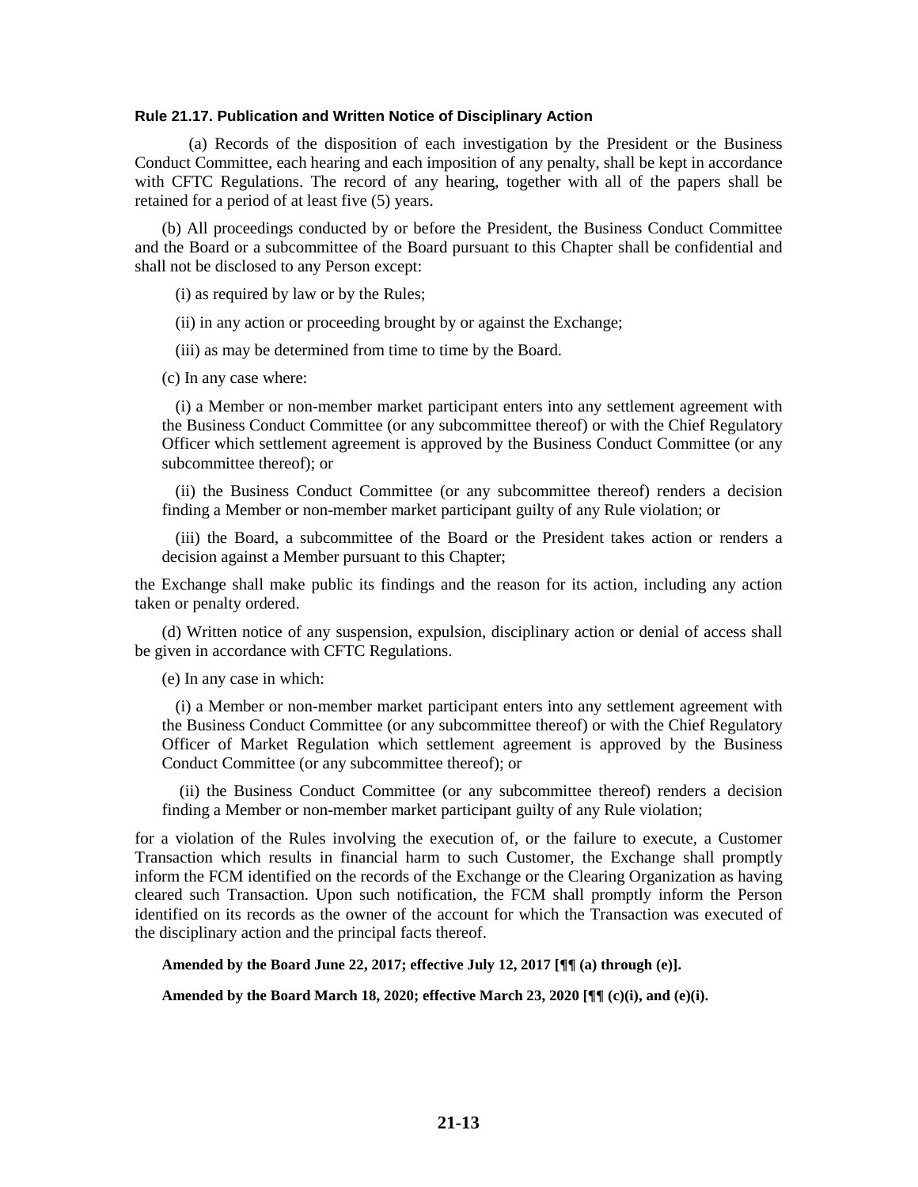### Rule 21.17. Publication and Written Notice of Disciplinary Action

(a) Records of the disposition of each investigation by the President or the Business Conduct Committee, each hearing and each imposition of any penalty, shall be kept in accordance with CFTC Regulations. The record of any hearing, together with all of the papers shall be retained for a period of at least five (5) years.

(b) All proceedings conducted by or before the President, the Business Conduct Committee and the Board or a subcommittee of the Board pursuant to this Chapter shall be confidential and shall not be disclosed to any Person except:

(i) as required by law or by the Rules;

(ii) in any action or proceeding brought by or against the Exchange;

(iii) as may be determined from time to time by the Board.

(c) In any case where:

(i) a Member or non-member market participant enters into any settlement agreement with the Business Conduct Committee (or any subcommittee thereof) or with the Chief Regulatory Officer which settlement agreement is approved by the Business Conduct Committee (or any subcommittee thereof); or

(ii) the Business Conduct Committee (or any subcommittee thereof) renders a decision finding a Member or non-member market participant guilty of any Rule violation; or

(iii) the Board, a subcommittee of the Board or the President takes action or renders a decision against a Member pursuant to this Chapter;

the Exchange shall make public its findings and the reason for its action, including any action taken or penalty ordered.

(d) Written notice of any suspension, expulsion, disciplinary action or denial of access shall be given in accordance with CFTC Regulations.

(e) In any case in which:

(i) a Member or non-member market participant enters into any settlement agreement with the Business Conduct Committee (or any subcommittee thereof) or with the Chief Regulatory Officer of Market Regulation which settlement agreement is approved by the Business Conduct Committee (or any subcommittee thereof); or

(ii) the Business Conduct Committee (or any subcommittee thereof) renders a decision finding a Member or non-member market participant guilty of any Rule violation;

for a violation of the Rules involving the execution of, or the failure to execute, a Customer Transaction which results in financial harm to such Customer, the Exchange shall promptly inform the FCM identified on the records of the Exchange or the Clearing Organization as having cleared such Transaction. Upon such notification, the FCM shall promptly inform the Person identified on its records as the owner of the account for which the Transaction was executed of the disciplinary action and the principal facts thereof.

**Amended by the Board June 22, 2017; effective July 12, 2017 [¶¶ (a) through (e)].**

**Amended by the Board March 18, 2020; effective March 23, 2020 [¶¶ (c)(i), and (e)(i).**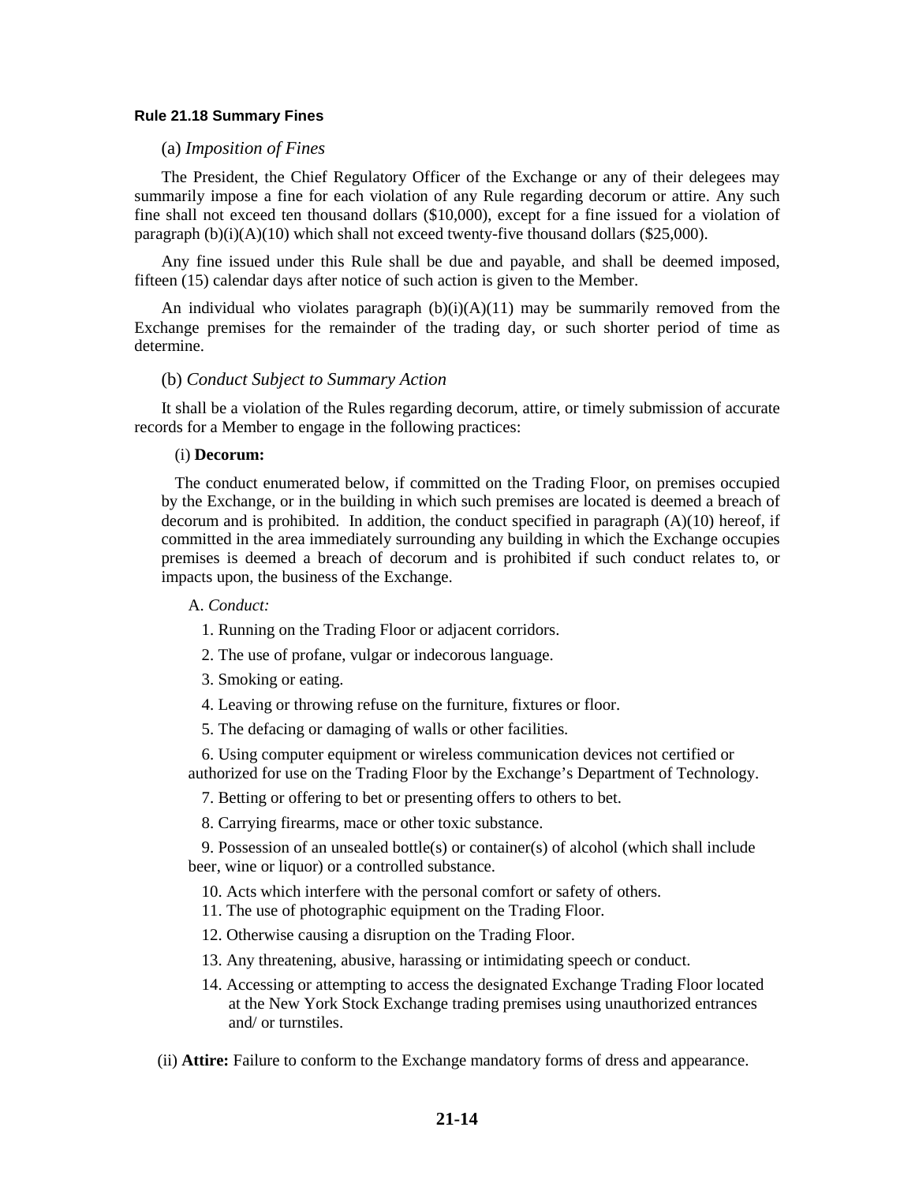**Rule 21.18 Summary Fines**

(a) *Imposition of Fines*

The President, the Chief Regulatory Officer of the Exchange or any of their delegees may summarily impose a fine for each violation of any Rule regarding decorum or attire. Any such fine shall not exceed ten thousand dollars ($10,000), except for a fine issued for a violation of paragraph (b)(i)(A)(10) which shall not exceed twenty-five thousand dollars ($25,000).

Any fine issued under this Rule shall be due and payable, and shall be deemed imposed, fifteen (15) calendar days after notice of such action is given to the Member.

An individual who violates paragraph (b)(i)(A)(11) may be summarily removed from the Exchange premises for the remainder of the trading day, or such shorter period of time as determine.

(b) *Conduct Subject to Summary Action*

It shall be a violation of the Rules regarding decorum, attire, or timely submission of accurate records for a Member to engage in the following practices:

(i) **Decorum:**

The conduct enumerated below, if committed on the Trading Floor, on premises occupied by the Exchange, or in the building in which such premises are located is deemed a breach of decorum and is prohibited. In addition, the conduct specified in paragraph (A)(10) hereof, if committed in the area immediately surrounding any building in which the Exchange occupies premises is deemed a breach of decorum and is prohibited if such conduct relates to, or impacts upon, the business of the Exchange.

A. *Conduct:*

1. Running on the Trading Floor or adjacent corridors.

2. The use of profane, vulgar or indecorous language.

3. Smoking or eating.

4. Leaving or throwing refuse on the furniture, fixtures or floor.

5. The defacing or damaging of walls or other facilities.

6. Using computer equipment or wireless communication devices not certified or authorized for use on the Trading Floor by the Exchange's Department of Technology.

7. Betting or offering to bet or presenting offers to others to bet.

8. Carrying firearms, mace or other toxic substance.

9. Possession of an unsealed bottle(s) or container(s) of alcohol (which shall include beer, wine or liquor) or a controlled substance.

10. Acts which interfere with the personal comfort or safety of others.

11. The use of photographic equipment on the Trading Floor.

12. Otherwise causing a disruption on the Trading Floor.

13. Any threatening, abusive, harassing or intimidating speech or conduct.

14. Accessing or attempting to access the designated Exchange Trading Floor located at the New York Stock Exchange trading premises using unauthorized entrances and/ or turnstiles.

(ii) **Attire:** Failure to conform to the Exchange mandatory forms of dress and appearance.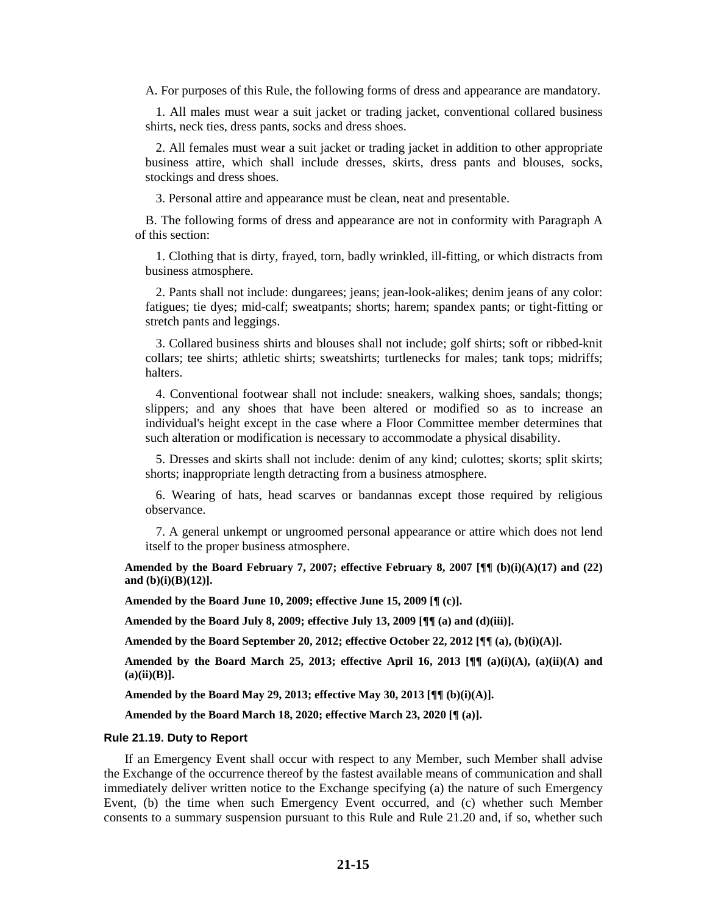A. For purposes of this Rule, the following forms of dress and appearance are mandatory.

1. All males must wear a suit jacket or trading jacket, conventional collared business shirts, neck ties, dress pants, socks and dress shoes.

2. All females must wear a suit jacket or trading jacket in addition to other appropriate business attire, which shall include dresses, skirts, dress pants and blouses, socks, stockings and dress shoes.

3. Personal attire and appearance must be clean, neat and presentable.

B. The following forms of dress and appearance are not in conformity with Paragraph A of this section:

1. Clothing that is dirty, frayed, torn, badly wrinkled, ill-fitting, or which distracts from business atmosphere.

2. Pants shall not include: dungarees; jeans; jean-look-alikes; denim jeans of any color: fatigues; tie dyes; mid-calf; sweatpants; shorts; harem; spandex pants; or tight-fitting or stretch pants and leggings.

3. Collared business shirts and blouses shall not include; golf shirts; soft or ribbed-knit collars; tee shirts; athletic shirts; sweatshirts; turtlenecks for males; tank tops; midriffs; halters.

4. Conventional footwear shall not include: sneakers, walking shoes, sandals; thongs; slippers; and any shoes that have been altered or modified so as to increase an individual's height except in the case where a Floor Committee member determines that such alteration or modification is necessary to accommodate a physical disability.

5. Dresses and skirts shall not include: denim of any kind; culottes; skorts; split skirts; shorts; inappropriate length detracting from a business atmosphere.

6. Wearing of hats, head scarves or bandannas except those required by religious observance.

7. A general unkempt or ungroomed personal appearance or attire which does not lend itself to the proper business atmosphere.

**Amended by the Board February 7, 2007; effective February 8, 2007 [¶¶ (b)(i)(A)(17) and (22) and (b)(i)(B)(12)].**

**Amended by the Board June 10, 2009; effective June 15, 2009 [¶ (c)].**

**Amended by the Board July 8, 2009; effective July 13, 2009 [¶¶ (a) and (d)(iii)].**

**Amended by the Board September 20, 2012; effective October 22, 2012 [¶¶ (a), (b)(i)(A)].**

**Amended by the Board March 25, 2013; effective April 16, 2013 [¶¶ (a)(i)(A), (a)(ii)(A) and (a)(ii)(B)].**

**Amended by the Board May 29, 2013; effective May 30, 2013 [¶¶ (b)(i)(A)].**

**Amended by the Board March 18, 2020; effective March 23, 2020 [¶ (a)].**

### Rule 21.19. Duty to Report

If an Emergency Event shall occur with respect to any Member, such Member shall advise the Exchange of the occurrence thereof by the fastest available means of communication and shall immediately deliver written notice to the Exchange specifying (a) the nature of such Emergency Event, (b) the time when such Emergency Event occurred, and (c) whether such Member consents to a summary suspension pursuant to this Rule and Rule 21.20 and, if so, whether such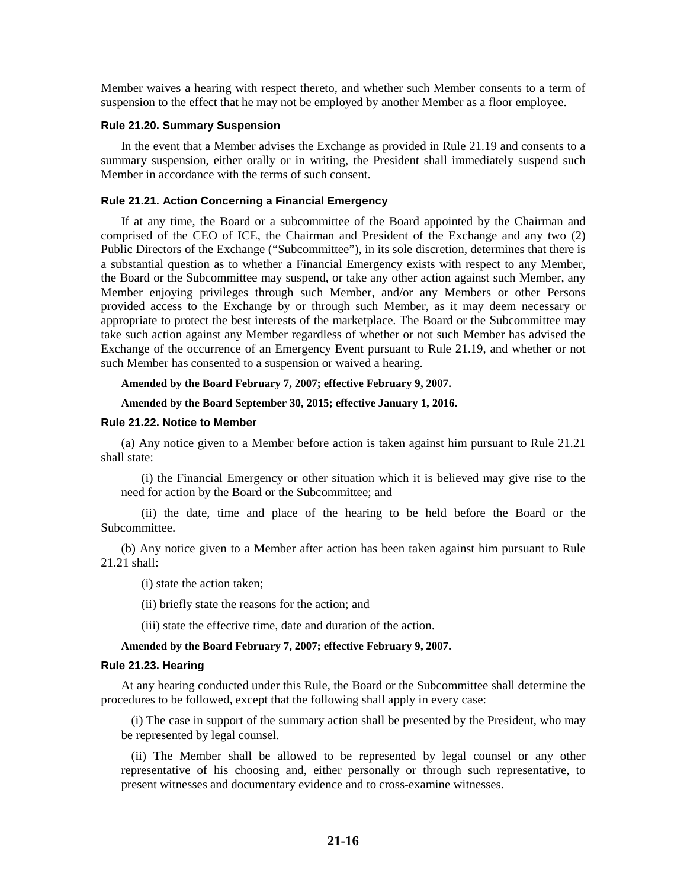Member waives a hearing with respect thereto, and whether such Member consents to a term of suspension to the effect that he may not be employed by another Member as a floor employee.

#### Rule 21.20. Summary Suspension

In the event that a Member advises the Exchange as provided in Rule 21.19 and consents to a summary suspension, either orally or in writing, the President shall immediately suspend such Member in accordance with the terms of such consent.

#### Rule 21.21. Action Concerning a Financial Emergency

If at any time, the Board or a subcommittee of the Board appointed by the Chairman and comprised of the CEO of ICE, the Chairman and President of the Exchange and any two (2) Public Directors of the Exchange ("Subcommittee"), in its sole discretion, determines that there is a substantial question as to whether a Financial Emergency exists with respect to any Member, the Board or the Subcommittee may suspend, or take any other action against such Member, any Member enjoying privileges through such Member, and/or any Members or other Persons provided access to the Exchange by or through such Member, as it may deem necessary or appropriate to protect the best interests of the marketplace. The Board or the Subcommittee may take such action against any Member regardless of whether or not such Member has advised the Exchange of the occurrence of an Emergency Event pursuant to Rule 21.19, and whether or not such Member has consented to a suspension or waived a hearing.

**Amended by the Board February 7, 2007; effective February 9, 2007.**

**Amended by the Board September 30, 2015; effective January 1, 2016.**

#### Rule 21.22. Notice to Member

(a) Any notice given to a Member before action is taken against him pursuant to Rule 21.21 shall state:

(i) the Financial Emergency or other situation which it is believed may give rise to the need for action by the Board or the Subcommittee; and

(ii) the date, time and place of the hearing to be held before the Board or the Subcommittee.

(b) Any notice given to a Member after action has been taken against him pursuant to Rule 21.21 shall:

(i) state the action taken;

(ii) briefly state the reasons for the action; and

(iii) state the effective time, date and duration of the action.

**Amended by the Board February 7, 2007; effective February 9, 2007.**

#### Rule 21.23. Hearing

At any hearing conducted under this Rule, the Board or the Subcommittee shall determine the procedures to be followed, except that the following shall apply in every case:

(i) The case in support of the summary action shall be presented by the President, who may be represented by legal counsel.

(ii) The Member shall be allowed to be represented by legal counsel or any other representative of his choosing and, either personally or through such representative, to present witnesses and documentary evidence and to cross-examine witnesses.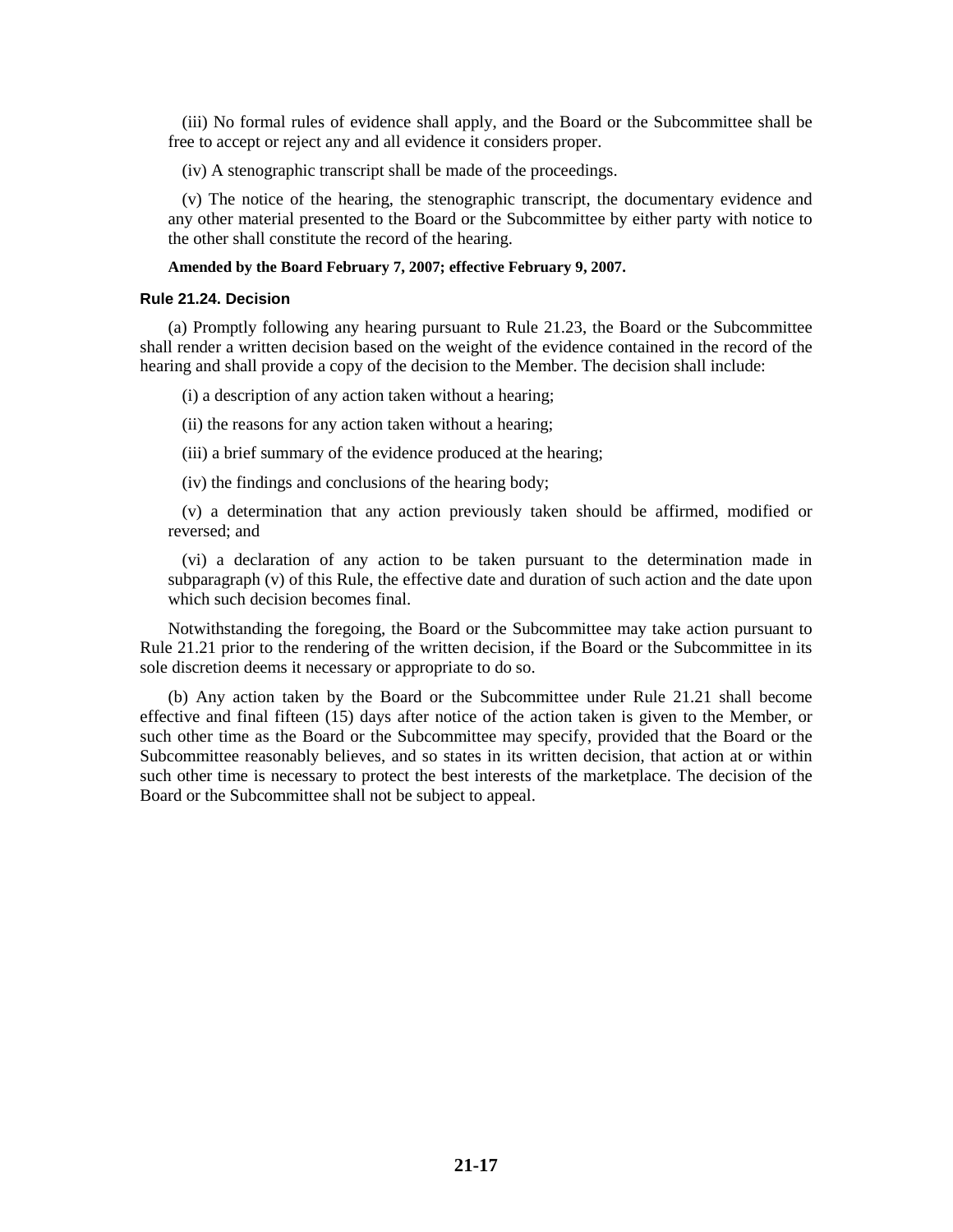(iii) No formal rules of evidence shall apply, and the Board or the Subcommittee shall be free to accept or reject any and all evidence it considers proper.

(iv) A stenographic transcript shall be made of the proceedings.

(v) The notice of the hearing, the stenographic transcript, the documentary evidence and any other material presented to the Board or the Subcommittee by either party with notice to the other shall constitute the record of the hearing.

**Amended by the Board February 7, 2007; effective February 9, 2007.**

### Rule 21.24. Decision

(a) Promptly following any hearing pursuant to Rule 21.23, the Board or the Subcommittee shall render a written decision based on the weight of the evidence contained in the record of the hearing and shall provide a copy of the decision to the Member. The decision shall include:

(i) a description of any action taken without a hearing;

(ii) the reasons for any action taken without a hearing;

(iii) a brief summary of the evidence produced at the hearing;

(iv) the findings and conclusions of the hearing body;

(v) a determination that any action previously taken should be affirmed, modified or reversed; and

(vi) a declaration of any action to be taken pursuant to the determination made in subparagraph (v) of this Rule, the effective date and duration of such action and the date upon which such decision becomes final.

Notwithstanding the foregoing, the Board or the Subcommittee may take action pursuant to Rule 21.21 prior to the rendering of the written decision, if the Board or the Subcommittee in its sole discretion deems it necessary or appropriate to do so.

(b) Any action taken by the Board or the Subcommittee under Rule 21.21 shall become effective and final fifteen (15) days after notice of the action taken is given to the Member, or such other time as the Board or the Subcommittee may specify, provided that the Board or the Subcommittee reasonably believes, and so states in its written decision, that action at or within such other time is necessary to protect the best interests of the marketplace. The decision of the Board or the Subcommittee shall not be subject to appeal.